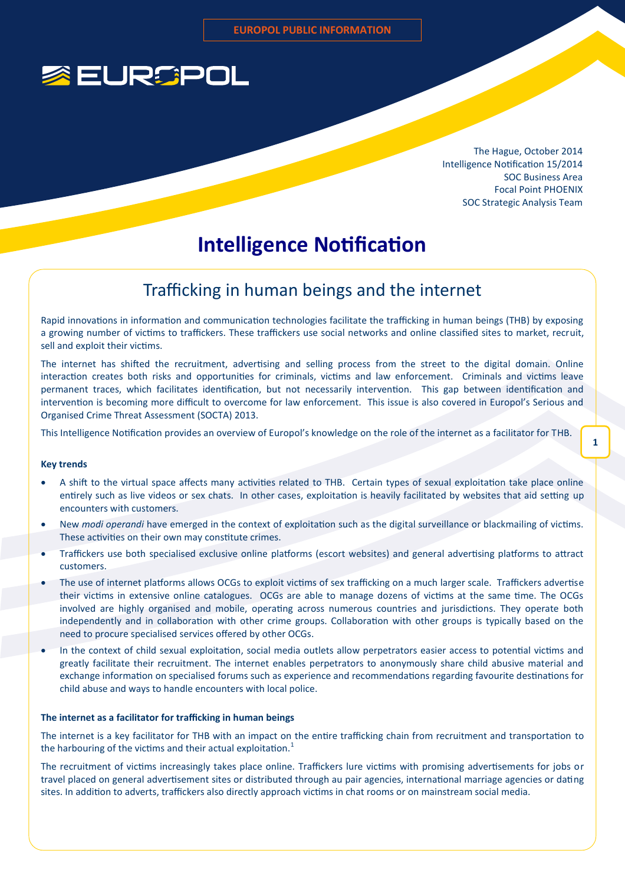EUROPOL PUBLIC INFORMATION

EUROPOL

The Hague, October 2014
Intelligence Notification 15/2014
SOC Business Area
Focal Point PHOENIX
SOC Strategic Analysis Team

# Intelligence Notification

## Trafficking in human beings and the internet

Rapid innovations in information and communication technologies facilitate the trafficking in human beings (THB) by exposing a growing number of victims to traffickers. These traffickers use social networks and online classified sites to market, recruit, sell and exploit their victims.

The internet has shifted the recruitment, advertising and selling process from the street to the digital domain. Online interaction creates both risks and opportunities for criminals, victims and law enforcement. Criminals and victims leave permanent traces, which facilitates identification, but not necessarily intervention. This gap between identification and intervention is becoming more difficult to overcome for law enforcement. This issue is also covered in Europol's Serious and Organised Crime Threat Assessment (SOCTA) 2013.

This Intelligence Notification provides an overview of Europol's knowledge on the role of the internet as a facilitator for THB.

**Key trends**

- A shift to the virtual space affects many activities related to THB. Certain types of sexual exploitation take place online entirely such as live videos or sex chats. In other cases, exploitation is heavily facilitated by websites that aid setting up encounters with customers.
- New *modi operandi* have emerged in the context of exploitation such as the digital surveillance or blackmailing of victims. These activities on their own may constitute crimes.
- Traffickers use both specialised exclusive online platforms (escort websites) and general advertising platforms to attract customers.
- The use of internet platforms allows OCGs to exploit victims of sex trafficking on a much larger scale. Traffickers advertise their victims in extensive online catalogues. OCGs are able to manage dozens of victims at the same time. The OCGs involved are highly organised and mobile, operating across numerous countries and jurisdictions. They operate both independently and in collaboration with other crime groups. Collaboration with other groups is typically based on the need to procure specialised services offered by other OCGs.
- In the context of child sexual exploitation, social media outlets allow perpetrators easier access to potential victims and greatly facilitate their recruitment. The internet enables perpetrators to anonymously share child abusive material and exchange information on specialised forums such as experience and recommendations regarding favourite destinations for child abuse and ways to handle encounters with local police.

**The internet as a facilitator for trafficking in human beings**

The internet is a key facilitator for THB with an impact on the entire trafficking chain from recruitment and transportation to the harbouring of the victims and their actual exploitation.[1]

The recruitment of victims increasingly takes place online. Traffickers lure victims with promising advertisements for jobs or travel placed on general advertisement sites or distributed through au pair agencies, international marriage agencies or dating sites. In addition to adverts, traffickers also directly approach victims in chat rooms or on mainstream social media.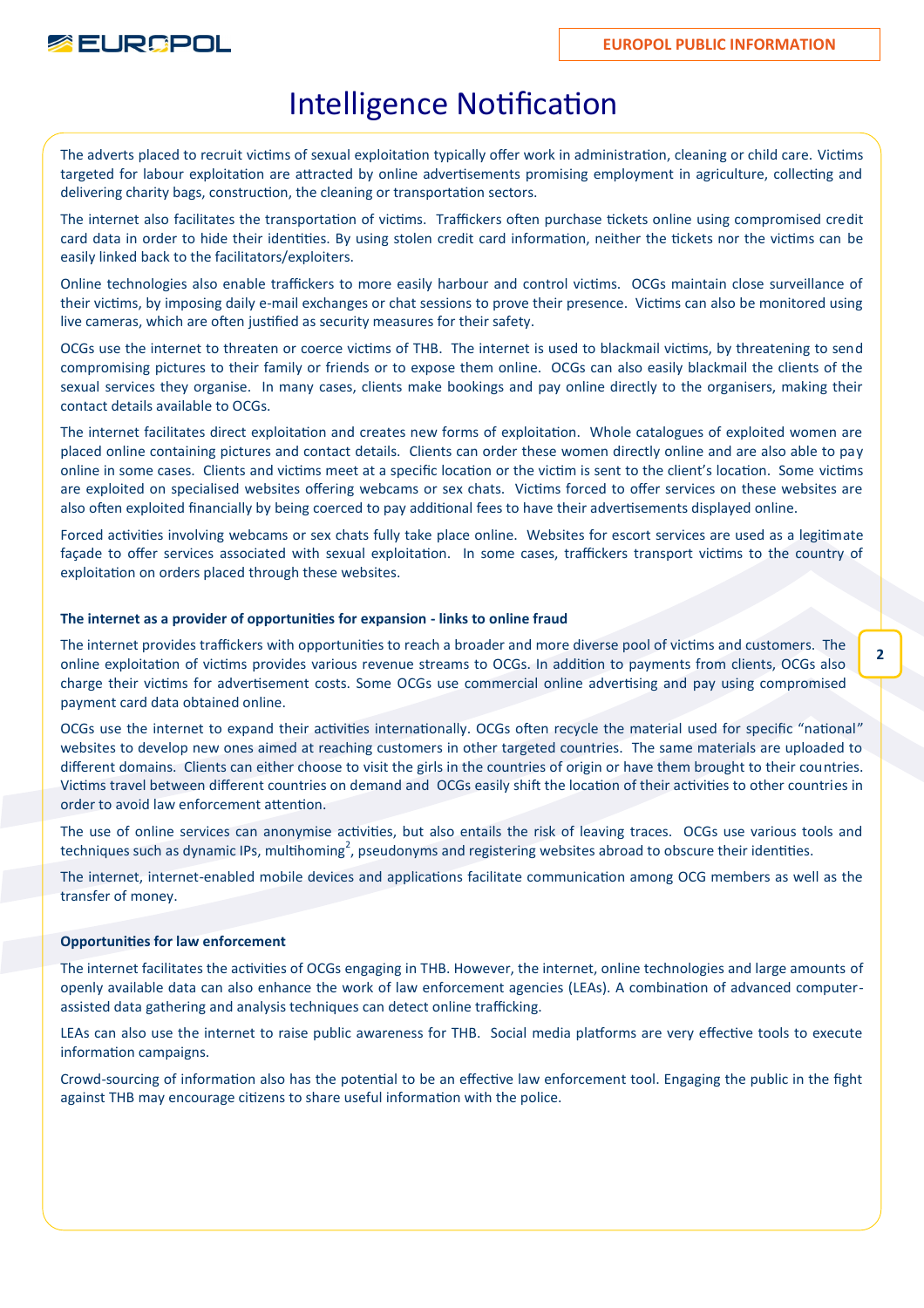The adverts placed to recruit victims of sexual exploitation typically offer work in administration, cleaning or child care. Victims targeted for labour exploitation are attracted by online advertisements promising employment in agriculture, collecting and delivering charity bags, construction, the cleaning or transportation sectors.

The internet also facilitates the transportation of victims. Traffickers often purchase tickets online using compromised credit card data in order to hide their identities. By using stolen credit card information, neither the tickets nor the victims can be easily linked back to the facilitators/exploiters.

Online technologies also enable traffickers to more easily harbour and control victims. OCGs maintain close surveillance of their victims, by imposing daily e-mail exchanges or chat sessions to prove their presence. Victims can also be monitored using live cameras, which are often justified as security measures for their safety.

OCGs use the internet to threaten or coerce victims of THB. The internet is used to blackmail victims, by threatening to send compromising pictures to their family or friends or to expose them online. OCGs can also easily blackmail the clients of the sexual services they organise. In many cases, clients make bookings and pay online directly to the organisers, making their contact details available to OCGs.

The internet facilitates direct exploitation and creates new forms of exploitation. Whole catalogues of exploited women are placed online containing pictures and contact details. Clients can order these women directly online and are also able to pay online in some cases. Clients and victims meet at a specific location or the victim is sent to the client's location. Some victims are exploited on specialised websites offering webcams or sex chats. Victims forced to offer services on these websites are also often exploited financially by being coerced to pay additional fees to have their advertisements displayed online.

Forced activities involving webcams or sex chats fully take place online. Websites for escort services are used as a legitimate façade to offer services associated with sexual exploitation. In some cases, traffickers transport victims to the country of exploitation on orders placed through these websites.

**The internet as a provider of opportunities for expansion - links to online fraud**

The internet provides traffickers with opportunities to reach a broader and more diverse pool of victims and customers. The online exploitation of victims provides various revenue streams to OCGs. In addition to payments from clients, OCGs also charge their victims for advertisement costs. Some OCGs use commercial online advertising and pay using compromised payment card data obtained online.

OCGs use the internet to expand their activities internationally. OCGs often recycle the material used for specific "national" websites to develop new ones aimed at reaching customers in other targeted countries. The same materials are uploaded to different domains. Clients can either choose to visit the girls in the countries of origin or have them brought to their countries. Victims travel between different countries on demand and OCGs easily shift the location of their activities to other countries in order to avoid law enforcement attention.

The use of online services can anonymise activities, but also entails the risk of leaving traces. OCGs use various tools and techniques such as dynamic IPs, multihoming[2], pseudonyms and registering websites abroad to obscure their identities.

The internet, internet-enabled mobile devices and applications facilitate communication among OCG members as well as the transfer of money.

**Opportunities for law enforcement**

The internet facilitates the activities of OCGs engaging in THB. However, the internet, online technologies and large amounts of openly available data can also enhance the work of law enforcement agencies (LEAs). A combination of advanced computer-assisted data gathering and analysis techniques can detect online trafficking.

LEAs can also use the internet to raise public awareness for THB. Social media platforms are very effective tools to execute information campaigns.

Crowd-sourcing of information also has the potential to be an effective law enforcement tool. Engaging the public in the fight against THB may encourage citizens to share useful information with the police.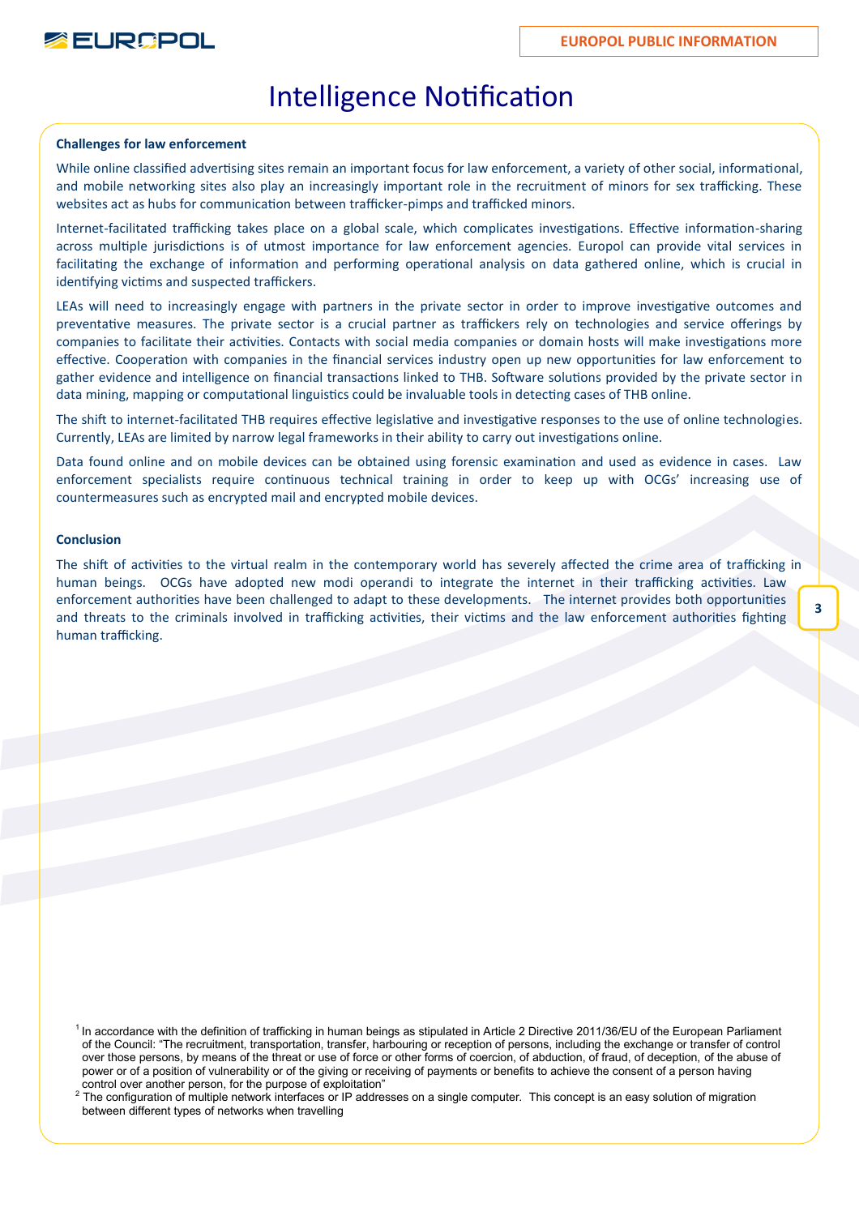#### Challenges for law enforcement

While online classified advertising sites remain an important focus for law enforcement, a variety of other social, informational, and mobile networking sites also play an increasingly important role in the recruitment of minors for sex trafficking. These websites act as hubs for communication between trafficker-pimps and trafficked minors.

Internet-facilitated trafficking takes place on a global scale, which complicates investigations. Effective information-sharing across multiple jurisdictions is of utmost importance for law enforcement agencies. Europol can provide vital services in facilitating the exchange of information and performing operational analysis on data gathered online, which is crucial in identifying victims and suspected traffickers.

LEAs will need to increasingly engage with partners in the private sector in order to improve investigative outcomes and preventative measures. The private sector is a crucial partner as traffickers rely on technologies and service offerings by companies to facilitate their activities. Contacts with social media companies or domain hosts will make investigations more effective. Cooperation with companies in the financial services industry open up new opportunities for law enforcement to gather evidence and intelligence on financial transactions linked to THB. Software solutions provided by the private sector in data mining, mapping or computational linguistics could be invaluable tools in detecting cases of THB online.

The shift to internet-facilitated THB requires effective legislative and investigative responses to the use of online technologies. Currently, LEAs are limited by narrow legal frameworks in their ability to carry out investigations online.

Data found online and on mobile devices can be obtained using forensic examination and used as evidence in cases. Law enforcement specialists require continuous technical training in order to keep up with OCGs' increasing use of countermeasures such as encrypted mail and encrypted mobile devices.

#### Conclusion

The shift of activities to the virtual realm in the contemporary world has severely affected the crime area of trafficking in human beings. OCGs have adopted new modi operandi to integrate the internet in their trafficking activities. Law enforcement authorities have been challenged to adapt to these developments. The internet provides both opportunities and threats to the criminals involved in trafficking activities, their victims and the law enforcement authorities fighting human trafficking.

[1] In accordance with the definition of trafficking in human beings as stipulated in Article 2 Directive 2011/36/EU of the European Parliament of the Council: "The recruitment, transportation, transfer, harbouring or reception of persons, including the exchange or transfer of control over those persons, by means of the threat or use of force or other forms of coercion, of abduction, of fraud, of deception, of the abuse of power or of a position of vulnerability or of the giving or receiving of payments or benefits to achieve the consent of a person having control over another person, for the purpose of exploitation"

[2] The configuration of multiple network interfaces or IP addresses on a single computer. This concept is an easy solution of migration between different types of networks when travelling